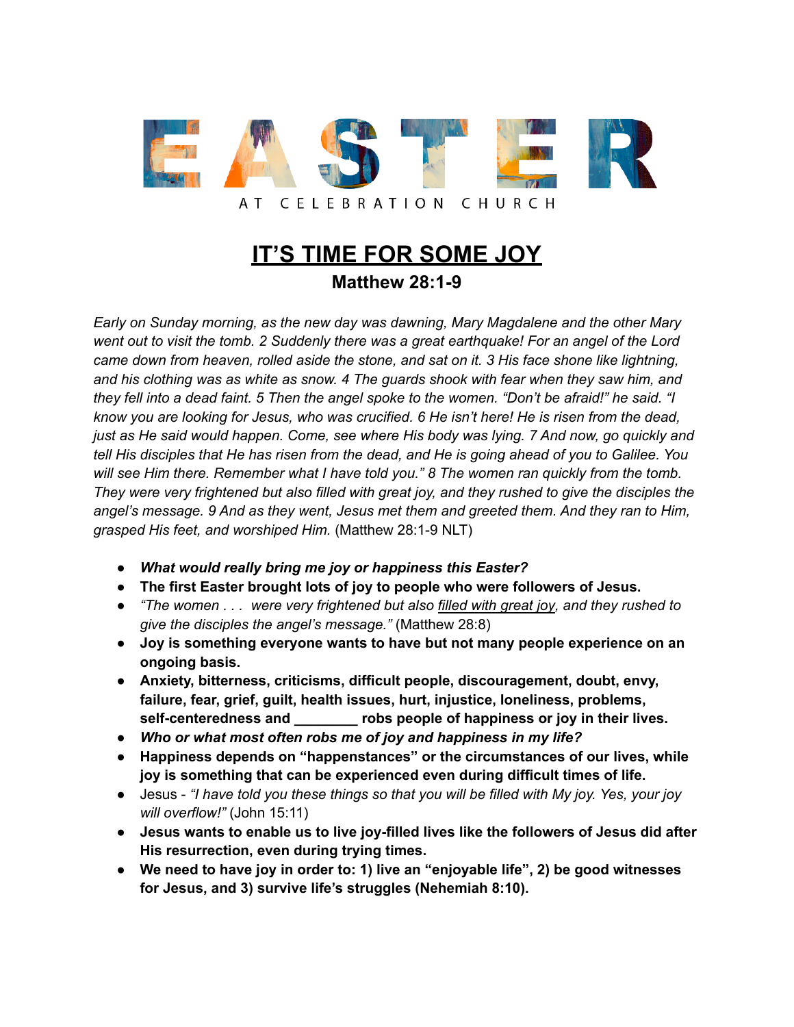# EASTER

AT CELEBRATION CHURCH

## IT'S TIME FOR SOME JOY

### Matthew 28:1-9

*Early on Sunday morning, as the new day was dawning, Mary Magdalene and the other Mary went out to visit the tomb. 2 Suddenly there was a great earthquake! For an angel of the Lord came down from heaven, rolled aside the stone, and sat on it. 3 His face shone like lightning, and his clothing was as white as snow. 4 The guards shook with fear when they saw him, and they fell into a dead faint. 5 Then the angel spoke to the women. "Don't be afraid!" he said. "I know you are looking for Jesus, who was crucified. 6 He isn't here! He is risen from the dead, just as He said would happen. Come, see where His body was lying. 7 And now, go quickly and tell His disciples that He has risen from the dead, and He is going ahead of you to Galilee. You will see Him there. Remember what I have told you." 8 The women ran quickly from the tomb. They were very frightened but also filled with great joy, and they rushed to give the disciples the angel's message. 9 And as they went, Jesus met them and greeted them. And they ran to Him, grasped His feet, and worshiped Him.* (Matthew 28:1-9 NLT)

- ***What would really bring me joy or happiness this Easter?***
- **The first Easter brought lots of joy to people who were followers of Jesus.**
- *"The women . . . were very frightened but also <u>filled with great joy</u>, and they rushed to give the disciples the angel's message."* (Matthew 28:8)
- **Joy is something everyone wants to have but not many people experience on an ongoing basis.**
- **Anxiety, bitterness, criticisms, difficult people, discouragement, doubt, envy, failure, fear, grief, guilt, health issues, hurt, injustice, loneliness, problems, self-centeredness and ________ robs people of happiness or joy in their lives.**
- ***Who or what most often robs me of joy and happiness in my life?***
- **Happiness depends on "happenstances" or the circumstances of our lives, while joy is something that can be experienced even during difficult times of life.**
- Jesus - *"I have told you these things so that you will be filled with My joy. Yes, your joy will overflow!"* (John 15:11)
- **Jesus wants to enable us to live joy-filled lives like the followers of Jesus did after His resurrection, even during trying times.**
- **We need to have joy in order to: 1) live an "enjoyable life", 2) be good witnesses for Jesus, and 3) survive life's struggles (Nehemiah 8:10).**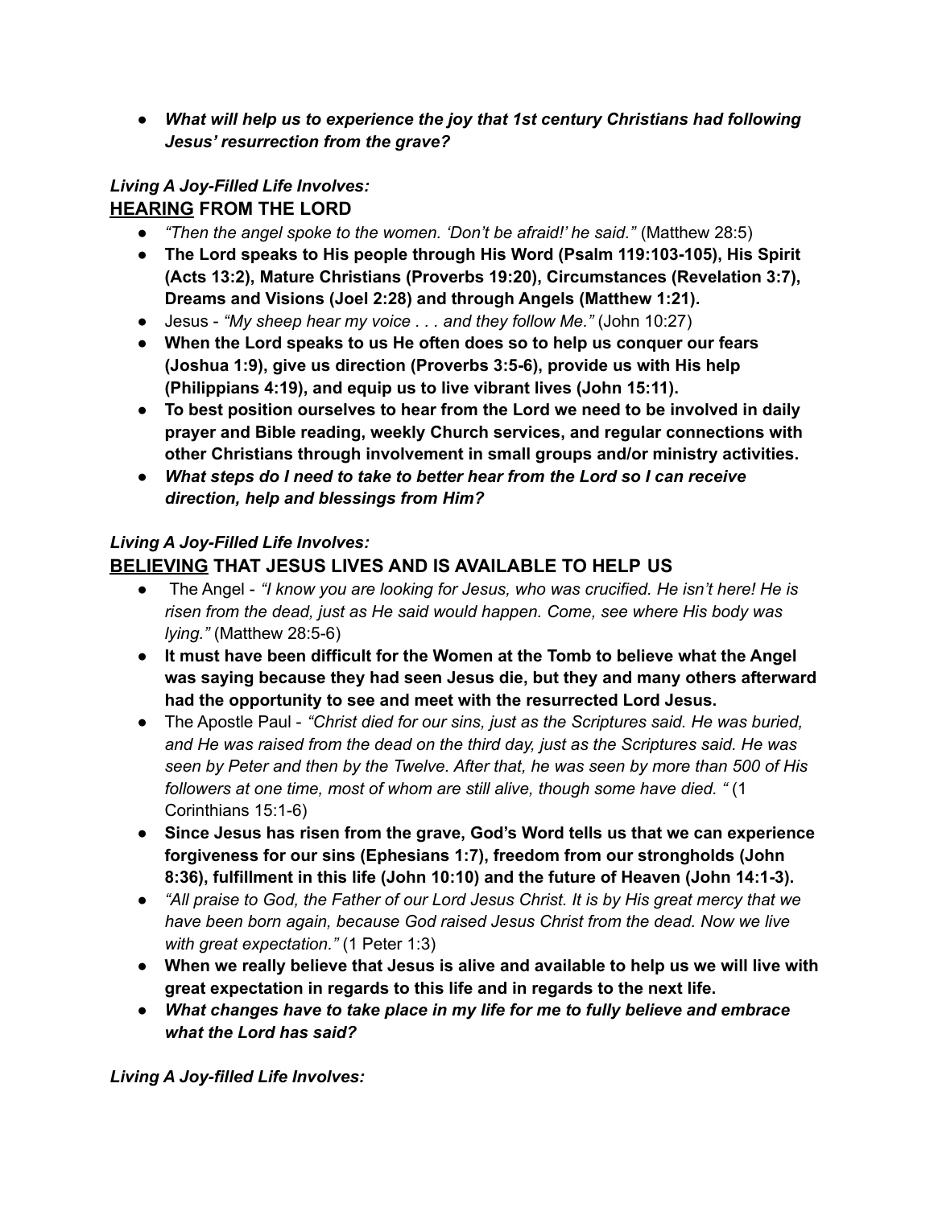- ***What will help us to experience the joy that 1st century Christians had following Jesus' resurrection from the grave?***

***Living A Joy-Filled Life Involves:***

**<u>HEARING</u> FROM THE LORD**

- *"Then the angel spoke to the women. 'Don't be afraid!' he said."* (Matthew 28:5)
- **The Lord speaks to His people through His Word (Psalm 119:103-105), His Spirit (Acts 13:2), Mature Christians (Proverbs 19:20), Circumstances (Revelation 3:7), Dreams and Visions (Joel 2:28) and through Angels (Matthew 1:21).**
- Jesus - *"My sheep hear my voice . . . and they follow Me."* (John 10:27)
- **When the Lord speaks to us He often does so to help us conquer our fears (Joshua 1:9), give us direction (Proverbs 3:5-6), provide us with His help (Philippians 4:19), and equip us to live vibrant lives (John 15:11).**
- **To best position ourselves to hear from the Lord we need to be involved in daily prayer and Bible reading, weekly Church services, and regular connections with other Christians through involvement in small groups and/or ministry activities.**
- ***What steps do I need to take to better hear from the Lord so I can receive direction, help and blessings from Him?***

***Living A Joy-Filled Life Involves:***

**<u>BELIEVING</u> THAT JESUS LIVES AND IS AVAILABLE TO HELP US**

- The Angel - *"I know you are looking for Jesus, who was crucified. He isn't here! He is risen from the dead, just as He said would happen. Come, see where His body was lying."* (Matthew 28:5-6)
- **It must have been difficult for the Women at the Tomb to believe what the Angel was saying because they had seen Jesus die, but they and many others afterward had the opportunity to see and meet with the resurrected Lord Jesus.**
- The Apostle Paul - *"Christ died for our sins, just as the Scriptures said. He was buried, and He was raised from the dead on the third day, just as the Scriptures said. He was seen by Peter and then by the Twelve. After that, he was seen by more than 500 of His followers at one time, most of whom are still alive, though some have died. "* (1 Corinthians 15:1-6)
- **Since Jesus has risen from the grave, God's Word tells us that we can experience forgiveness for our sins (Ephesians 1:7), freedom from our strongholds (John 8:36), fulfillment in this life (John 10:10) and the future of Heaven (John 14:1-3).**
- *"All praise to God, the Father of our Lord Jesus Christ. It is by His great mercy that we have been born again, because God raised Jesus Christ from the dead. Now we live with great expectation."* (1 Peter 1:3)
- **When we really believe that Jesus is alive and available to help us we will live with great expectation in regards to this life and in regards to the next life.**
- ***What changes have to take place in my life for me to fully believe and embrace what the Lord has said?***

***Living A Joy-filled Life Involves:***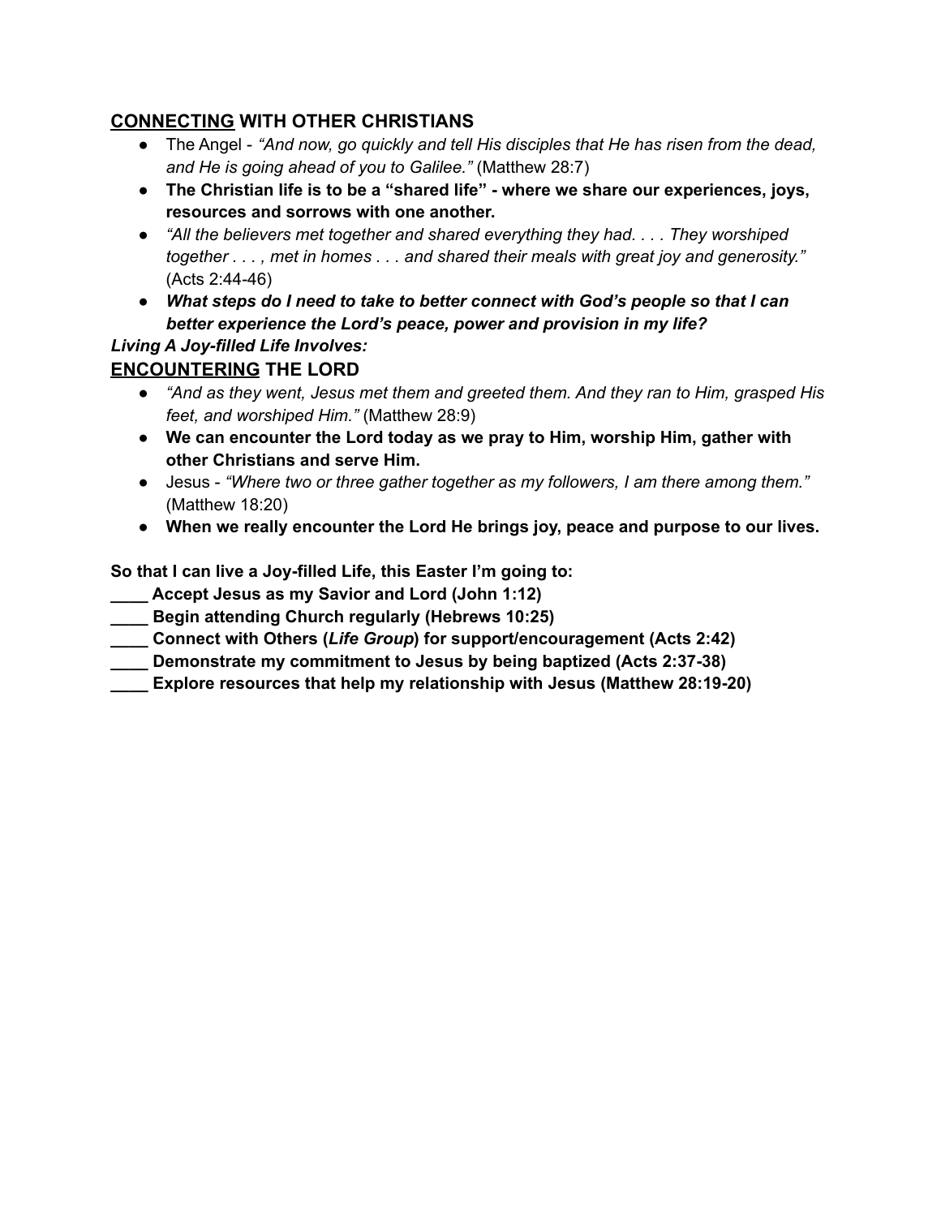## <u>CONNECTING</u> WITH OTHER CHRISTIANS

- The Angel - *"And now, go quickly and tell His disciples that He has risen from the dead, and He is going ahead of you to Galilee."* (Matthew 28:7)
- **The Christian life is to be a "shared life" - where we share our experiences, joys, resources and sorrows with one another.**
- *"All the believers met together and shared everything they had. . . . They worshiped together . . . , met in homes . . . and shared their meals with great joy and generosity."* (Acts 2:44-46)
- ***What steps do I need to take to better connect with God's people so that I can better experience the Lord's peace, power and provision in my life?***

***Living A Joy-filled Life Involves:***

## <u>ENCOUNTERING</u> THE LORD

- *"And as they went, Jesus met them and greeted them. And they ran to Him, grasped His feet, and worshiped Him."* (Matthew 28:9)
- **We can encounter the Lord today as we pray to Him, worship Him, gather with other Christians and serve Him.**
- Jesus - *"Where two or three gather together as my followers, I am there among them."* (Matthew 18:20)
- **When we really encounter the Lord He brings joy, peace and purpose to our lives.**

**So that I can live a Joy-filled Life, this Easter I'm going to:**

**____ Accept Jesus as my Savior and Lord (John 1:12)**
**____ Begin attending Church regularly (Hebrews 10:25)**
**____ Connect with Others (*Life Group*) for support/encouragement (Acts 2:42)**
**____ Demonstrate my commitment to Jesus by being baptized (Acts 2:37-38)**
**____ Explore resources that help my relationship with Jesus (Matthew 28:19-20)**